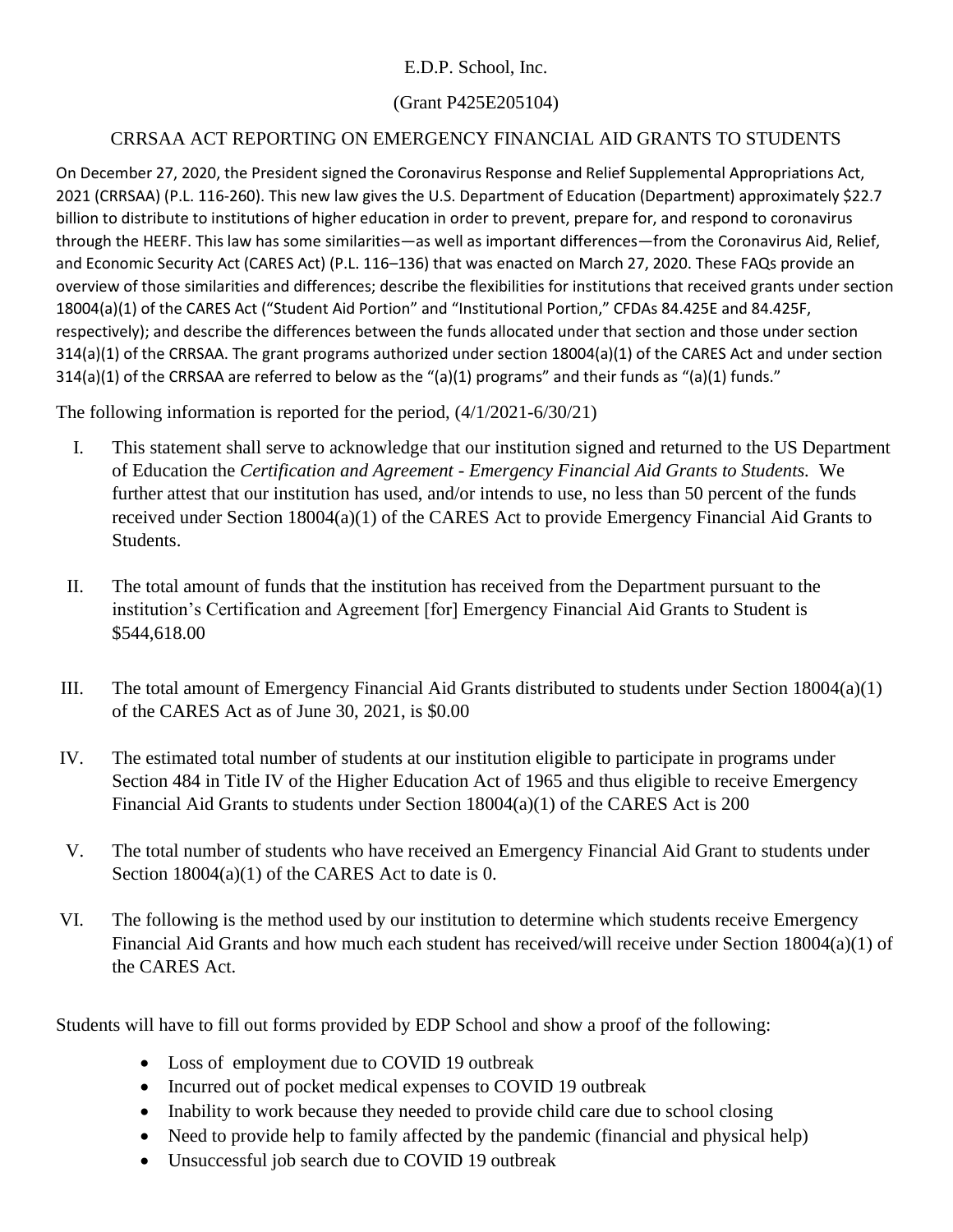E.D.P. School, Inc.

(Grant P425E205104)

CRRSAA ACT REPORTING ON EMERGENCY FINANCIAL AID GRANTS TO STUDENTS

On December 27, 2020, the President signed the Coronavirus Response and Relief Supplemental Appropriations Act, 2021 (CRRSAA) (P.L. 116-260). This new law gives the U.S. Department of Education (Department) approximately $22.7 billion to distribute to institutions of higher education in order to prevent, prepare for, and respond to coronavirus through the HEERF. This law has some similarities—as well as important differences—from the Coronavirus Aid, Relief, and Economic Security Act (CARES Act) (P.L. 116–136) that was enacted on March 27, 2020. These FAQs provide an overview of those similarities and differences; describe the flexibilities for institutions that received grants under section 18004(a)(1) of the CARES Act ("Student Aid Portion" and "Institutional Portion," CFDAs 84.425E and 84.425F, respectively); and describe the differences between the funds allocated under that section and those under section 314(a)(1) of the CRRSAA. The grant programs authorized under section 18004(a)(1) of the CARES Act and under section 314(a)(1) of the CRRSAA are referred to below as the "(a)(1) programs" and their funds as "(a)(1) funds."

The following information is reported for the period, (4/1/2021-6/30/21)

I. This statement shall serve to acknowledge that our institution signed and returned to the US Department of Education the *Certification and Agreement - Emergency Financial Aid Grants to Students.* We further attest that our institution has used, and/or intends to use, no less than 50 percent of the funds received under Section 18004(a)(1) of the CARES Act to provide Emergency Financial Aid Grants to Students.

II. The total amount of funds that the institution has received from the Department pursuant to the institution's Certification and Agreement [for] Emergency Financial Aid Grants to Student is $544,618.00

III. The total amount of Emergency Financial Aid Grants distributed to students under Section 18004(a)(1) of the CARES Act as of June 30, 2021, is $0.00

IV. The estimated total number of students at our institution eligible to participate in programs under Section 484 in Title IV of the Higher Education Act of 1965 and thus eligible to receive Emergency Financial Aid Grants to students under Section 18004(a)(1) of the CARES Act is 200

V. The total number of students who have received an Emergency Financial Aid Grant to students under Section 18004(a)(1) of the CARES Act to date is 0.

VI. The following is the method used by our institution to determine which students receive Emergency Financial Aid Grants and how much each student has received/will receive under Section 18004(a)(1) of the CARES Act.

Students will have to fill out forms provided by EDP School and show a proof of the following:

- Loss of employment due to COVID 19 outbreak
- Incurred out of pocket medical expenses to COVID 19 outbreak
- Inability to work because they needed to provide child care due to school closing
- Need to provide help to family affected by the pandemic (financial and physical help)
- Unsuccessful job search due to COVID 19 outbreak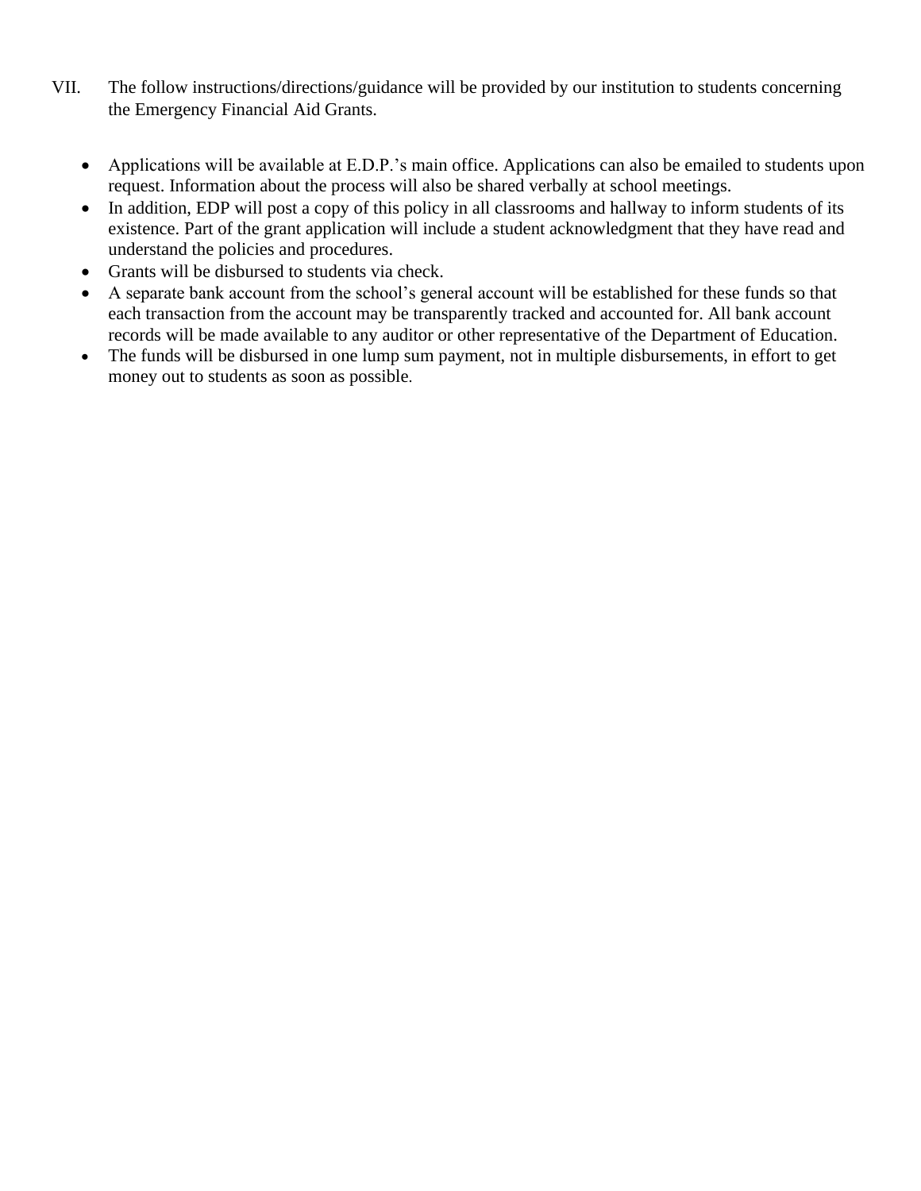VII. The follow instructions/directions/guidance will be provided by our institution to students concerning the Emergency Financial Aid Grants.

- Applications will be available at E.D.P.'s main office. Applications can also be emailed to students upon request. Information about the process will also be shared verbally at school meetings.
- In addition, EDP will post a copy of this policy in all classrooms and hallway to inform students of its existence. Part of the grant application will include a student acknowledgment that they have read and understand the policies and procedures.
- Grants will be disbursed to students via check.
- A separate bank account from the school's general account will be established for these funds so that each transaction from the account may be transparently tracked and accounted for. All bank account records will be made available to any auditor or other representative of the Department of Education.
- The funds will be disbursed in one lump sum payment, not in multiple disbursements, in effort to get money out to students as soon as possible.